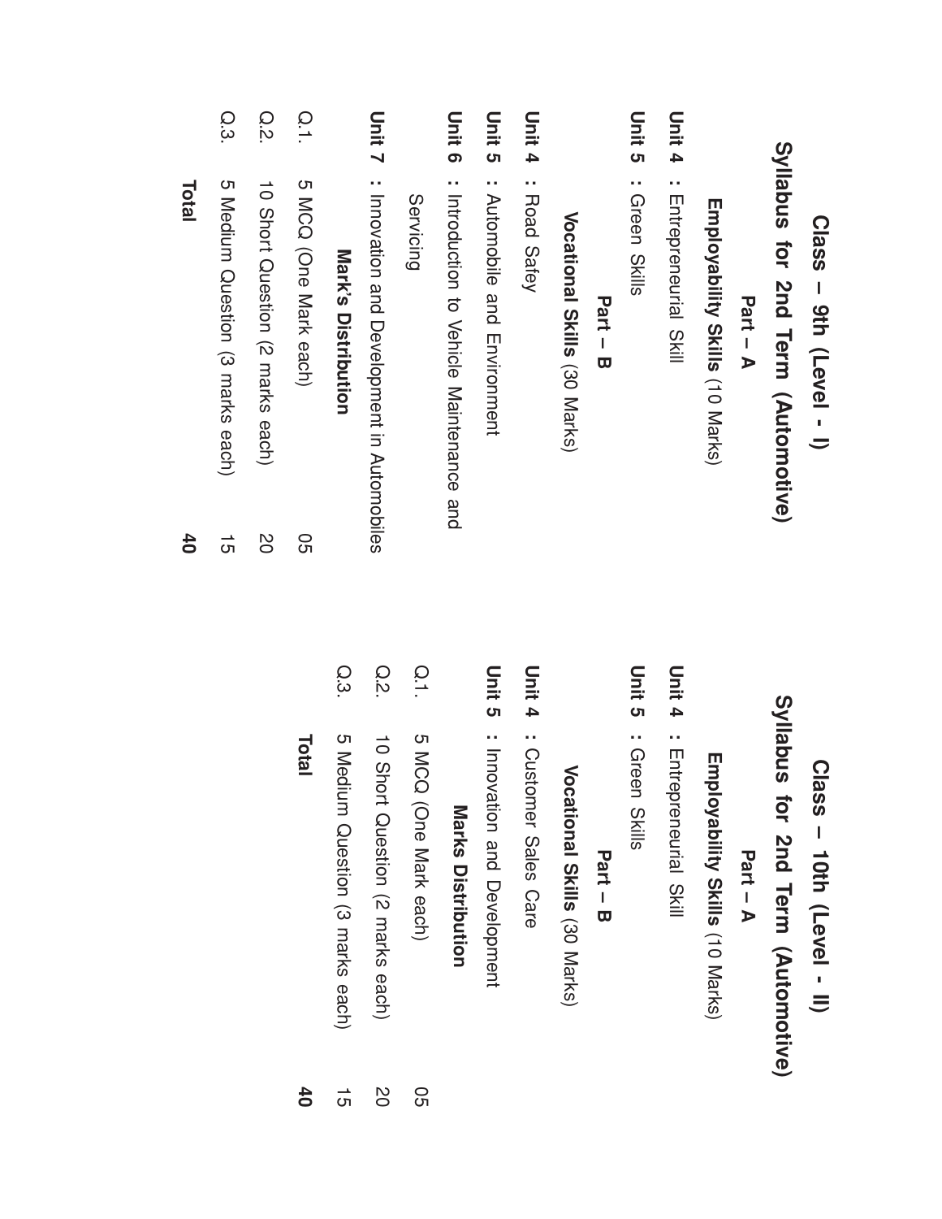## Class – 9th (Level - I)

## Syllabus for 2nd Term (Automotive)

### Part – A

**Employability Skills** (10 Marks)

**Unit 4 :** Entrepreneurial Skill

**Unit 5 :** Green Skills

### Part – B

**Vocational Skills** (30 Marks)

**Unit 4 :** Road Safey

**Unit 5 :** Automobile and Environment

**Unit 6 :** Introduction to Vehicle Maintenance and Servicing

**Unit 7 :** Innovation and Development in Automobiles

**Mark's Distribution**

| | | |
|---|---|---|
| Q.1. | 5 MCQ (One Mark each) | 05 |
| Q.2. | 10 Short Question (2 marks each) | 20 |
| Q.3. | 5 Medium Question (3 marks each) | 15 |
| | **Total** | **40** |

## Class – 10th (Level - II)

## Syllabus for 2nd Term (Automotive)

### Part – A

**Employability Skills** (10 Marks)

**Unit 4 :** Entrepreneurial Skill

**Unit 5 :** Green Skills

### Part – B

**Vocational Skills** (30 Marks)

**Unit 4 :** Customer Sales Care

**Unit 5 :** Innovation and Development

**Marks Distribution**

| | | |
|---|---|---|
| Q.1. | 5 MCQ (One Mark each) | 05 |
| Q.2. | 10 Short Question (2 marks each) | 20 |
| Q.3. | 5 Medium Question (3 marks each) | 15 |
| | **Total** | **40** |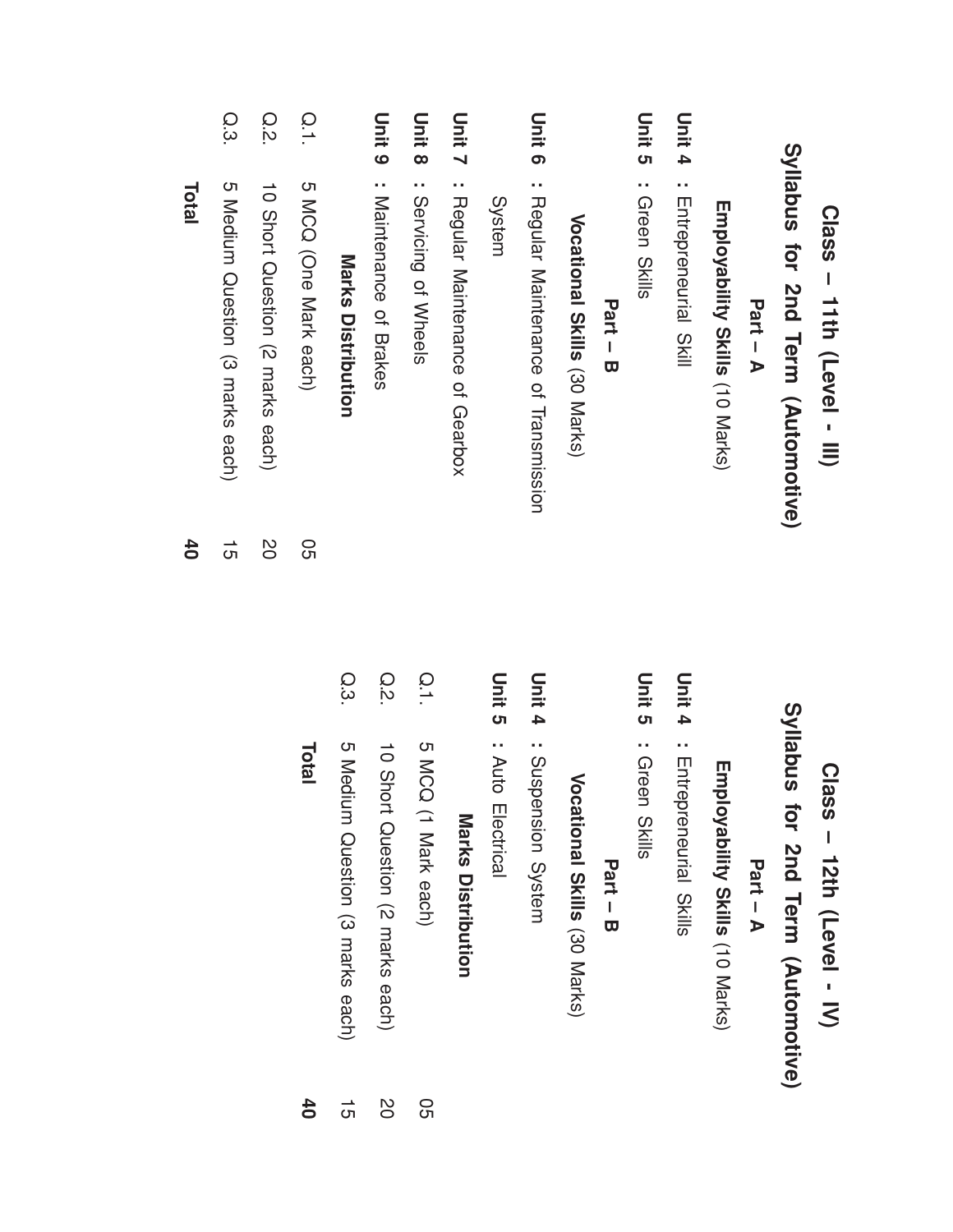## Class – 11th (Level - III)

## Syllabus for 2nd Term (Automotive)

### Part – A

**Employability Skills** (10 Marks)

**Unit 4 :** Entrepreneurial Skill

**Unit 5 :** Green Skills

### Part – B

**Vocational Skills** (30 Marks)

**Unit 6 :** Regular Maintenance of Transmission System

**Unit 7 :** Regular Maintenance of Gearbox

**Unit 8 :** Servicing of Wheels

**Unit 9 :** Maintenance of Brakes

### Marks Distribution

| | | |
|---|---|---|
| Q.1. | 5 MCQ (One Mark each) | 05 |
| Q.2. | 10 Short Question (2 marks each) | 20 |
| Q.3. | 5 Medium Question (3 marks each) | 15 |
| | **Total** | **40** |

## Class – 12th (Level - IV)

## Syllabus for 2nd Term (Automotive)

### Part – A

**Employability Skills** (10 Marks)

**Unit 4 :** Entrepreneurial Skills

**Unit 5 :** Green Skills

### Part – B

**Vocational Skills** (30 Marks)

**Unit 4 :** Suspension System

**Unit 5 :** Auto Electrical

### Marks Distribution

| | | |
|---|---|---|
| Q.1. | 5 MCQ (1 Mark each) | 05 |
| Q.2. | 10 Short Question (2 marks each) | 20 |
| Q.3. | 5 Medium Question (3 marks each) | 15 |
| | **Total** | **40** |